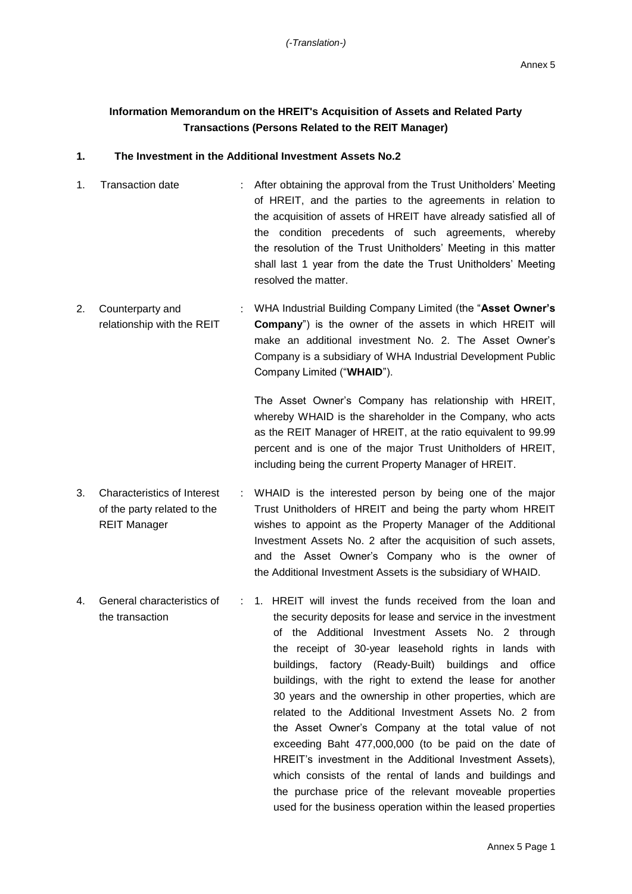*(-Translation-)*

Annex 5

## Information Memorandum on the HREIT's Acquisition of Assets and Related Party Transactions (Persons Related to the REIT Manager)

### 1. The Investment in the Additional Investment Assets No.2

1. Transaction date : After obtaining the approval from the Trust Unitholders' Meeting of HREIT, and the parties to the agreements in relation to the acquisition of assets of HREIT have already satisfied all of the condition precedents of such agreements, whereby the resolution of the Trust Unitholders' Meeting in this matter shall last 1 year from the date the Trust Unitholders' Meeting resolved the matter.

2. Counterparty and relationship with the REIT : WHA Industrial Building Company Limited (the "**Asset Owner's Company**") is the owner of the assets in which HREIT will make an additional investment No. 2. The Asset Owner's Company is a subsidiary of WHA Industrial Development Public Company Limited ("**WHAID**").

   The Asset Owner's Company has relationship with HREIT, whereby WHAID is the shareholder in the Company, who acts as the REIT Manager of HREIT, at the ratio equivalent to 99.99 percent and is one of the major Trust Unitholders of HREIT, including being the current Property Manager of HREIT.

3. Characteristics of Interest of the party related to the REIT Manager : WHAID is the interested person by being one of the major Trust Unitholders of HREIT and being the party whom HREIT wishes to appoint as the Property Manager of the Additional Investment Assets No. 2 after the acquisition of such assets, and the Asset Owner's Company who is the owner of the Additional Investment Assets is the subsidiary of WHAID.

4. General characteristics of the transaction : 1. HREIT will invest the funds received from the loan and the security deposits for lease and service in the investment of the Additional Investment Assets No. 2 through the receipt of 30-year leasehold rights in lands with buildings, factory (Ready-Built) buildings and office buildings, with the right to extend the lease for another 30 years and the ownership in other properties, which are related to the Additional Investment Assets No. 2 from the Asset Owner's Company at the total value of not exceeding Baht 477,000,000 (to be paid on the date of HREIT's investment in the Additional Investment Assets), which consists of the rental of lands and buildings and the purchase price of the relevant moveable properties used for the business operation within the leased properties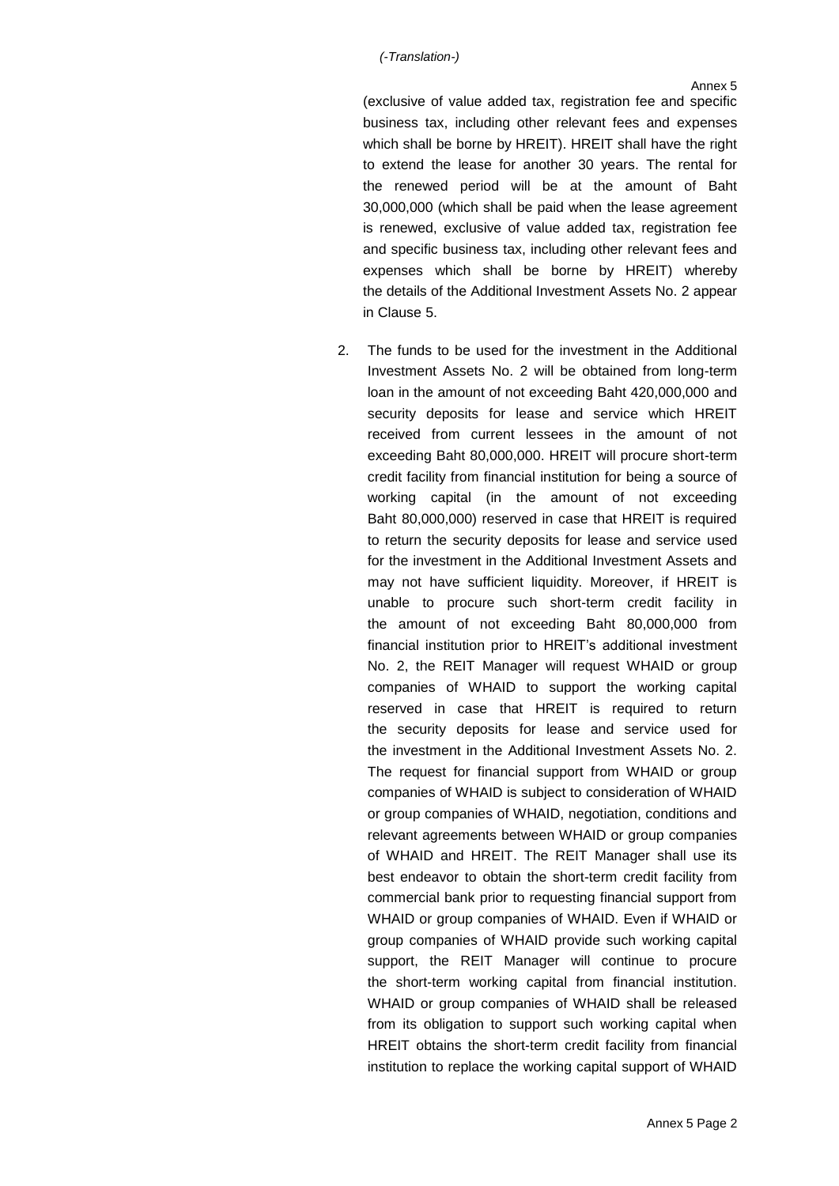(exclusive of value added tax, registration fee and specific business tax, including other relevant fees and expenses which shall be borne by HREIT). HREIT shall have the right to extend the lease for another 30 years. The rental for the renewed period will be at the amount of Baht 30,000,000 (which shall be paid when the lease agreement is renewed, exclusive of value added tax, registration fee and specific business tax, including other relevant fees and expenses which shall be borne by HREIT) whereby the details of the Additional Investment Assets No. 2 appear in Clause 5.

2. The funds to be used for the investment in the Additional Investment Assets No. 2 will be obtained from long-term loan in the amount of not exceeding Baht 420,000,000 and security deposits for lease and service which HREIT received from current lessees in the amount of not exceeding Baht 80,000,000. HREIT will procure short-term credit facility from financial institution for being a source of working capital (in the amount of not exceeding Baht 80,000,000) reserved in case that HREIT is required to return the security deposits for lease and service used for the investment in the Additional Investment Assets and may not have sufficient liquidity. Moreover, if HREIT is unable to procure such short-term credit facility in the amount of not exceeding Baht 80,000,000 from financial institution prior to HREIT's additional investment No. 2, the REIT Manager will request WHAID or group companies of WHAID to support the working capital reserved in case that HREIT is required to return the security deposits for lease and service used for the investment in the Additional Investment Assets No. 2. The request for financial support from WHAID or group companies of WHAID is subject to consideration of WHAID or group companies of WHAID, negotiation, conditions and relevant agreements between WHAID or group companies of WHAID and HREIT. The REIT Manager shall use its best endeavor to obtain the short-term credit facility from commercial bank prior to requesting financial support from WHAID or group companies of WHAID. Even if WHAID or group companies of WHAID provide such working capital support, the REIT Manager will continue to procure the short-term working capital from financial institution. WHAID or group companies of WHAID shall be released from its obligation to support such working capital when HREIT obtains the short-term credit facility from financial institution to replace the working capital support of WHAID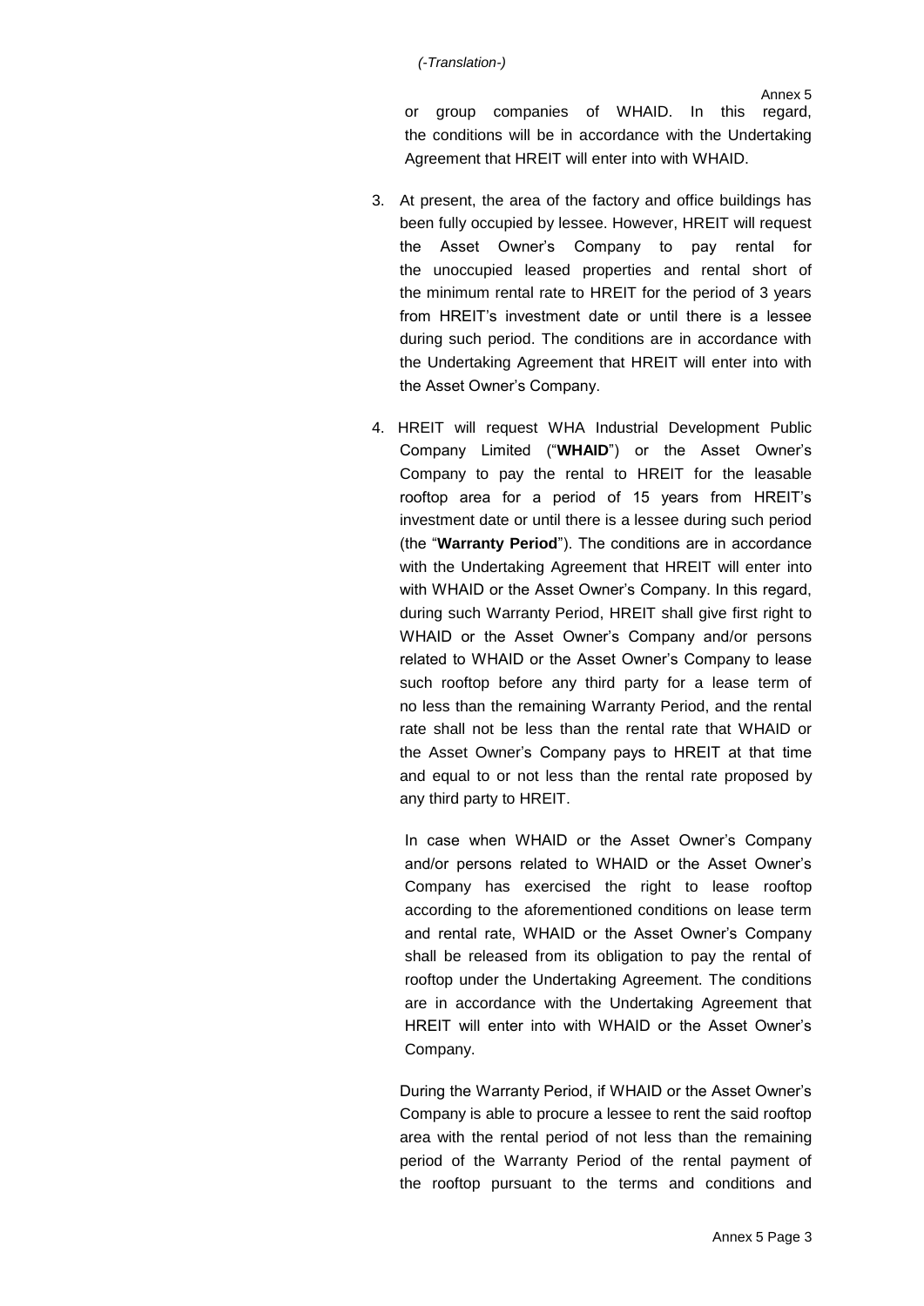or group companies of WHAID. In this regard, the conditions will be in accordance with the Undertaking Agreement that HREIT will enter into with WHAID.

3. At present, the area of the factory and office buildings has been fully occupied by lessee. However, HREIT will request the Asset Owner's Company to pay rental for the unoccupied leased properties and rental short of the minimum rental rate to HREIT for the period of 3 years from HREIT's investment date or until there is a lessee during such period. The conditions are in accordance with the Undertaking Agreement that HREIT will enter into with the Asset Owner's Company.

4. HREIT will request WHA Industrial Development Public Company Limited ("**WHAID**") or the Asset Owner's Company to pay the rental to HREIT for the leasable rooftop area for a period of 15 years from HREIT's investment date or until there is a lessee during such period (the "**Warranty Period**"). The conditions are in accordance with the Undertaking Agreement that HREIT will enter into with WHAID or the Asset Owner's Company. In this regard, during such Warranty Period, HREIT shall give first right to WHAID or the Asset Owner's Company and/or persons related to WHAID or the Asset Owner's Company to lease such rooftop before any third party for a lease term of no less than the remaining Warranty Period, and the rental rate shall not be less than the rental rate that WHAID or the Asset Owner's Company pays to HREIT at that time and equal to or not less than the rental rate proposed by any third party to HREIT.

   In case when WHAID or the Asset Owner's Company and/or persons related to WHAID or the Asset Owner's Company has exercised the right to lease rooftop according to the aforementioned conditions on lease term and rental rate, WHAID or the Asset Owner's Company shall be released from its obligation to pay the rental of rooftop under the Undertaking Agreement. The conditions are in accordance with the Undertaking Agreement that HREIT will enter into with WHAID or the Asset Owner's Company.

   During the Warranty Period, if WHAID or the Asset Owner's Company is able to procure a lessee to rent the said rooftop area with the rental period of not less than the remaining period of the Warranty Period of the rental payment of the rooftop pursuant to the terms and conditions and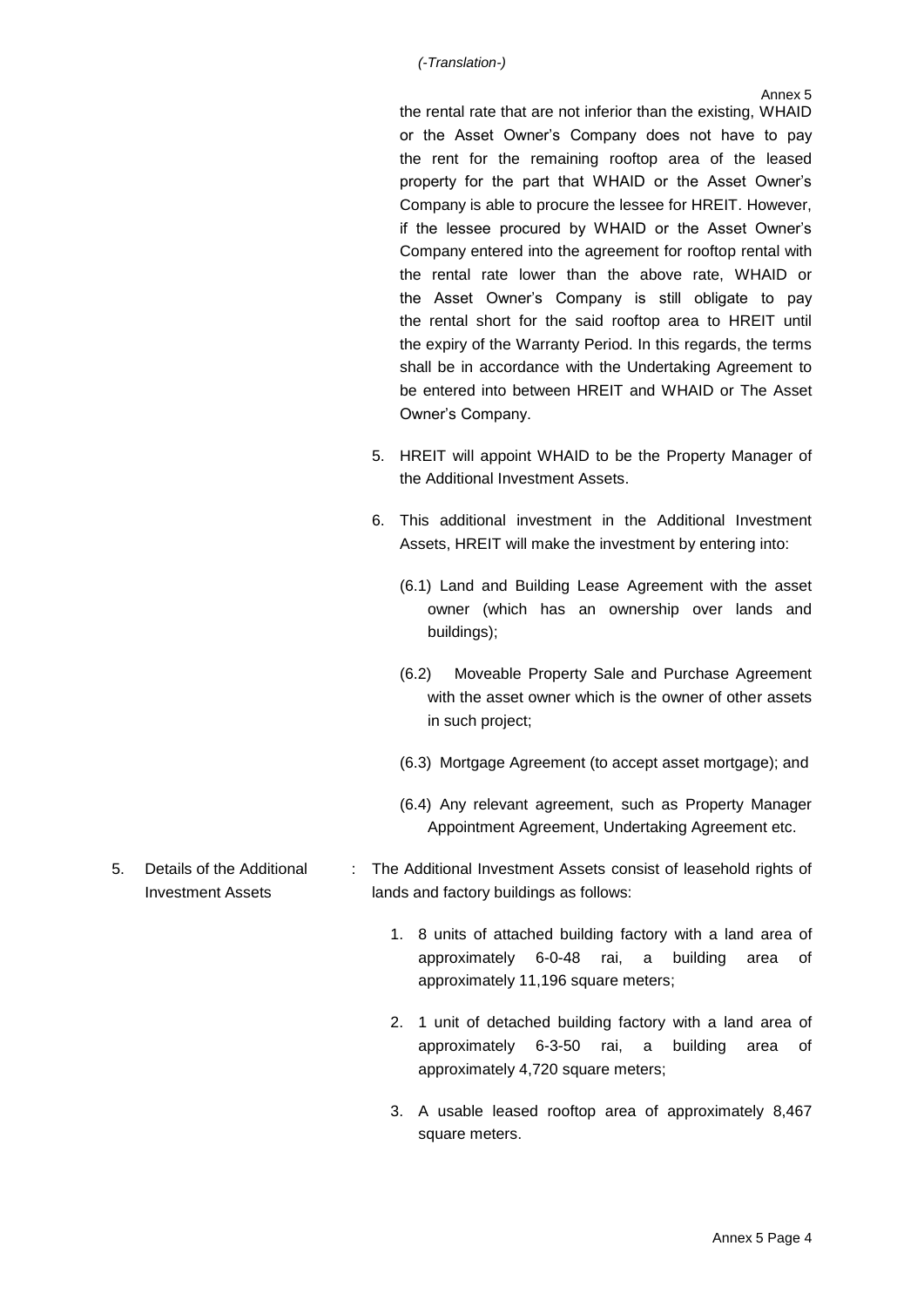the rental rate that are not inferior than the existing, WHAID or the Asset Owner's Company does not have to pay the rent for the remaining rooftop area of the leased property for the part that WHAID or the Asset Owner's Company is able to procure the lessee for HREIT. However, if the lessee procured by WHAID or the Asset Owner's Company entered into the agreement for rooftop rental with the rental rate lower than the above rate, WHAID or the Asset Owner's Company is still obligate to pay the rental short for the said rooftop area to HREIT until the expiry of the Warranty Period. In this regards, the terms shall be in accordance with the Undertaking Agreement to be entered into between HREIT and WHAID or The Asset Owner's Company.

5. HREIT will appoint WHAID to be the Property Manager of the Additional Investment Assets.

6. This additional investment in the Additional Investment Assets, HREIT will make the investment by entering into:

   (6.1) Land and Building Lease Agreement with the asset owner (which has an ownership over lands and buildings);

   (6.2) Moveable Property Sale and Purchase Agreement with the asset owner which is the owner of other assets in such project;

   (6.3) Mortgage Agreement (to accept asset mortgage); and

   (6.4) Any relevant agreement, such as Property Manager Appointment Agreement, Undertaking Agreement etc.

5. Details of the Additional Investment Assets : The Additional Investment Assets consist of leasehold rights of lands and factory buildings as follows:

   1. 8 units of attached building factory with a land area of approximately 6-0-48 rai, a building area of approximately 11,196 square meters;

   2. 1 unit of detached building factory with a land area of approximately 6-3-50 rai, a building area of approximately 4,720 square meters;

   3. A usable leased rooftop area of approximately 8,467 square meters.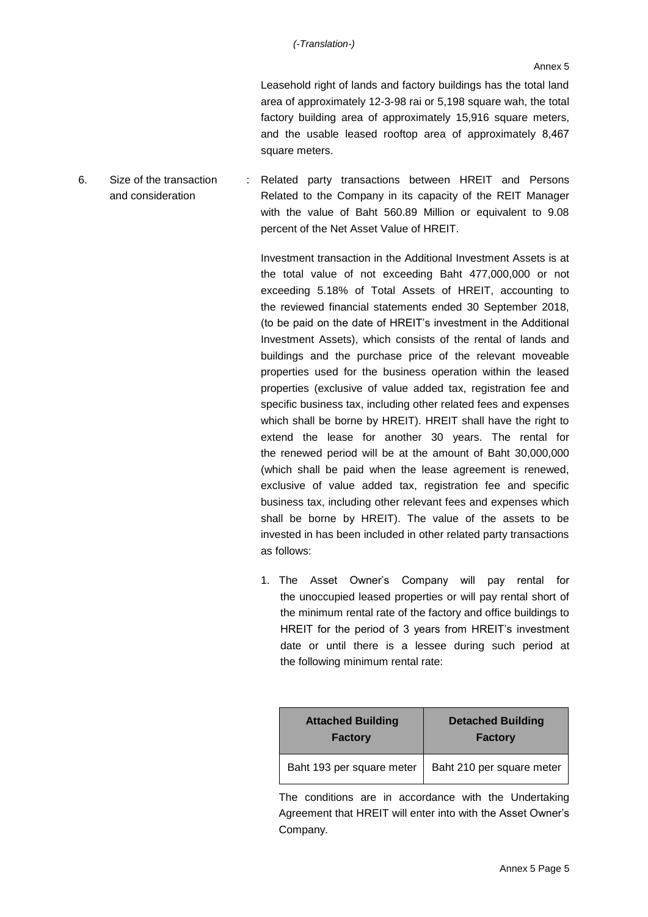*(-Translation-)*

Annex 5

Leasehold right of lands and factory buildings has the total land area of approximately 12-3-98 rai or 5,198 square wah, the total factory building area of approximately 15,916 square meters, and the usable leased rooftop area of approximately 8,467 square meters.

6. Size of the transaction and consideration : Related party transactions between HREIT and Persons Related to the Company in its capacity of the REIT Manager with the value of Baht 560.89 Million or equivalent to 9.08 percent of the Net Asset Value of HREIT.

Investment transaction in the Additional Investment Assets is at the total value of not exceeding Baht 477,000,000 or not exceeding 5.18% of Total Assets of HREIT, accounting to the reviewed financial statements ended 30 September 2018, (to be paid on the date of HREIT's investment in the Additional Investment Assets), which consists of the rental of lands and buildings and the purchase price of the relevant moveable properties used for the business operation within the leased properties (exclusive of value added tax, registration fee and specific business tax, including other related fees and expenses which shall be borne by HREIT). HREIT shall have the right to extend the lease for another 30 years. The rental for the renewed period will be at the amount of Baht 30,000,000 (which shall be paid when the lease agreement is renewed, exclusive of value added tax, registration fee and specific business tax, including other relevant fees and expenses which shall be borne by HREIT). The value of the assets to be invested in has been included in other related party transactions as follows:

1. The Asset Owner's Company will pay rental for the unoccupied leased properties or will pay rental short of the minimum rental rate of the factory and office buildings to HREIT for the period of 3 years from HREIT's investment date or until there is a lessee during such period at the following minimum rental rate:

| Attached Building Factory | Detached Building Factory |
| --- | --- |
| Baht 193 per square meter | Baht 210 per square meter |

The conditions are in accordance with the Undertaking Agreement that HREIT will enter into with the Asset Owner's Company.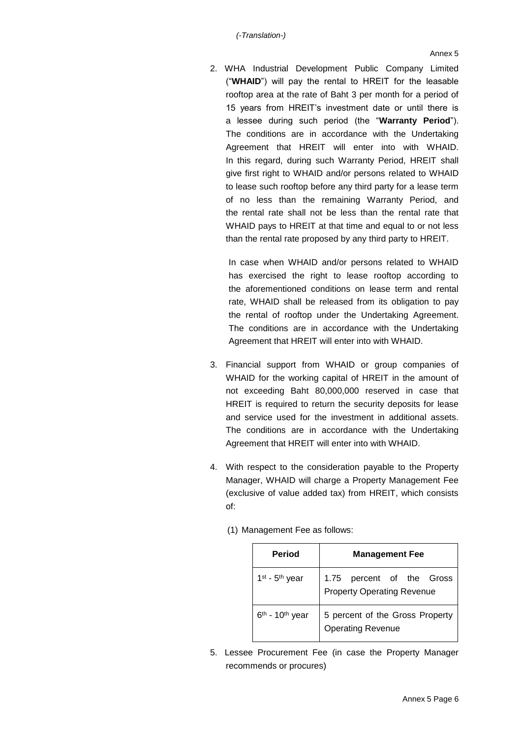*(-Translation-)*

Annex 5

2. WHA Industrial Development Public Company Limited ("**WHAID**") will pay the rental to HREIT for the leasable rooftop area at the rate of Baht 3 per month for a period of 15 years from HREIT's investment date or until there is a lessee during such period (the "**Warranty Period**"). The conditions are in accordance with the Undertaking Agreement that HREIT will enter into with WHAID. In this regard, during such Warranty Period, HREIT shall give first right to WHAID and/or persons related to WHAID to lease such rooftop before any third party for a lease term of no less than the remaining Warranty Period, and the rental rate shall not be less than the rental rate that WHAID pays to HREIT at that time and equal to or not less than the rental rate proposed by any third party to HREIT.

   In case when WHAID and/or persons related to WHAID has exercised the right to lease rooftop according to the aforementioned conditions on lease term and rental rate, WHAID shall be released from its obligation to pay the rental of rooftop under the Undertaking Agreement. The conditions are in accordance with the Undertaking Agreement that HREIT will enter into with WHAID.

3. Financial support from WHAID or group companies of WHAID for the working capital of HREIT in the amount of not exceeding Baht 80,000,000 reserved in case that HREIT is required to return the security deposits for lease and service used for the investment in additional assets. The conditions are in accordance with the Undertaking Agreement that HREIT will enter into with WHAID.

4. With respect to the consideration payable to the Property Manager, WHAID will charge a Property Management Fee (exclusive of value added tax) from HREIT, which consists of:

   (1) Management Fee as follows:

| Period | Management Fee |
|---|---|
| 1st - 5th year | 1.75 percent of the Gross Property Operating Revenue |
| 6th - 10th year | 5 percent of the Gross Property Operating Revenue |

5. Lessee Procurement Fee (in case the Property Manager recommends or procures)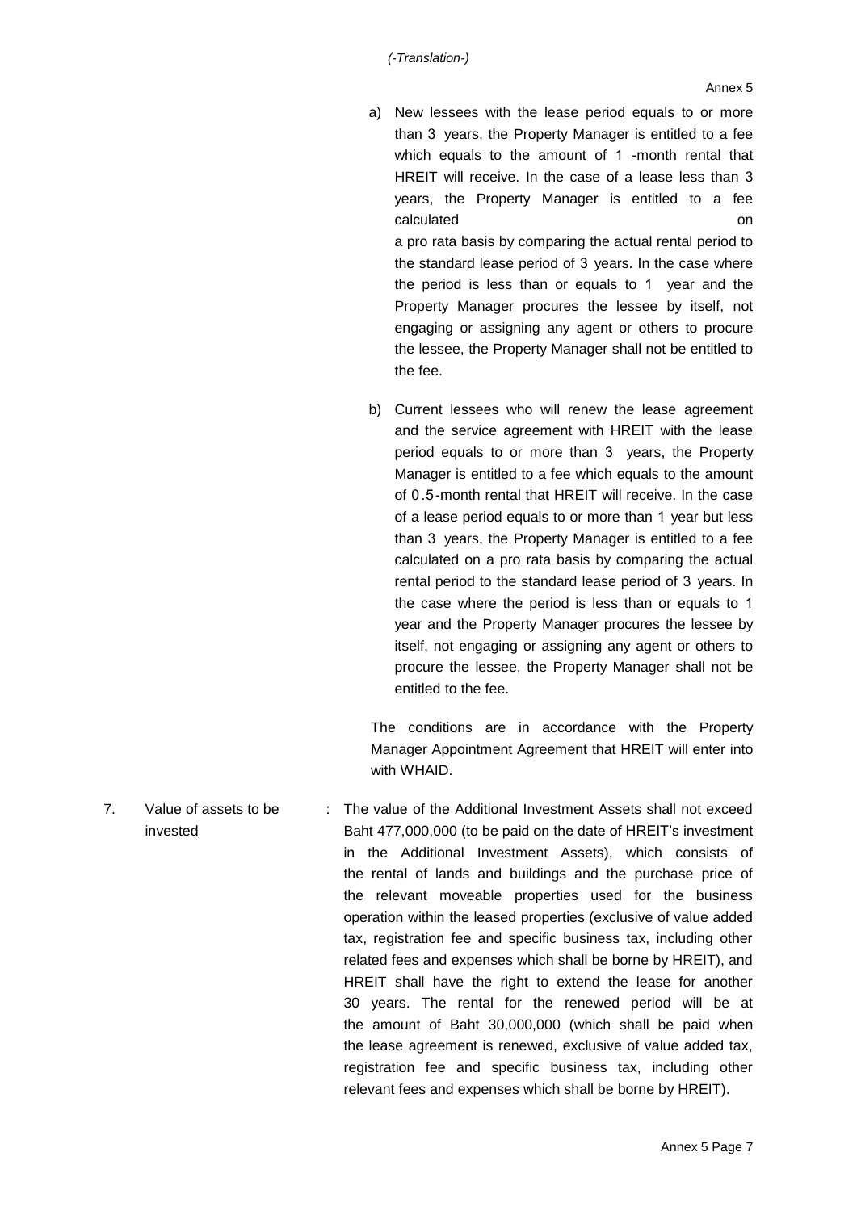a) New lessees with the lease period equals to or more than 3 years, the Property Manager is entitled to a fee which equals to the amount of 1 -month rental that HREIT will receive. In the case of a lease less than 3 years, the Property Manager is entitled to a fee calculated on a pro rata basis by comparing the actual rental period to the standard lease period of 3 years. In the case where the period is less than or equals to 1 year and the Property Manager procures the lessee by itself, not engaging or assigning any agent or others to procure the lessee, the Property Manager shall not be entitled to the fee.

b) Current lessees who will renew the lease agreement and the service agreement with HREIT with the lease period equals to or more than 3 years, the Property Manager is entitled to a fee which equals to the amount of 0.5-month rental that HREIT will receive. In the case of a lease period equals to or more than 1 year but less than 3 years, the Property Manager is entitled to a fee calculated on a pro rata basis by comparing the actual rental period to the standard lease period of 3 years. In the case where the period is less than or equals to 1 year and the Property Manager procures the lessee by itself, not engaging or assigning any agent or others to procure the lessee, the Property Manager shall not be entitled to the fee.

The conditions are in accordance with the Property Manager Appointment Agreement that HREIT will enter into with WHAID.

7. Value of assets to be invested : The value of the Additional Investment Assets shall not exceed Baht 477,000,000 (to be paid on the date of HREIT's investment in the Additional Investment Assets), which consists of the rental of lands and buildings and the purchase price of the relevant moveable properties used for the business operation within the leased properties (exclusive of value added tax, registration fee and specific business tax, including other related fees and expenses which shall be borne by HREIT), and HREIT shall have the right to extend the lease for another 30 years. The rental for the renewed period will be at the amount of Baht 30,000,000 (which shall be paid when the lease agreement is renewed, exclusive of value added tax, registration fee and specific business tax, including other relevant fees and expenses which shall be borne by HREIT).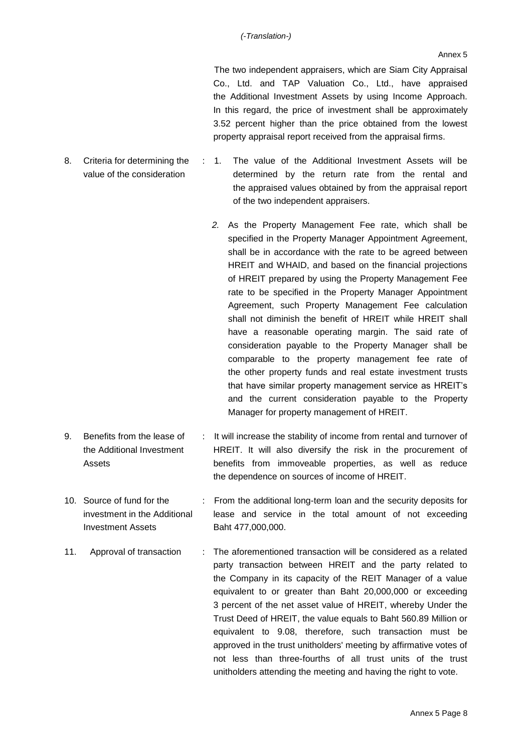*(-Translation-)*

Annex 5

The two independent appraisers, which are Siam City Appraisal Co., Ltd. and TAP Valuation Co., Ltd., have appraised the Additional Investment Assets by using Income Approach. In this regard, the price of investment shall be approximately 3.52 percent higher than the price obtained from the lowest property appraisal report received from the appraisal firms.

8. Criteria for determining the value of the consideration : 

1. The value of the Additional Investment Assets will be determined by the return rate from the rental and the appraised values obtained by from the appraisal report of the two independent appraisers.

2. As the Property Management Fee rate, which shall be specified in the Property Manager Appointment Agreement, shall be in accordance with the rate to be agreed between HREIT and WHAID, and based on the financial projections of HREIT prepared by using the Property Management Fee rate to be specified in the Property Manager Appointment Agreement, such Property Management Fee calculation shall not diminish the benefit of HREIT while HREIT shall have a reasonable operating margin. The said rate of consideration payable to the Property Manager shall be comparable to the property management fee rate of the other property funds and real estate investment trusts that have similar property management service as HREIT's and the current consideration payable to the Property Manager for property management of HREIT.

9. Benefits from the lease of the Additional Investment Assets : It will increase the stability of income from rental and turnover of HREIT. It will also diversify the risk in the procurement of benefits from immoveable properties, as well as reduce the dependence on sources of income of HREIT.

10. Source of fund for the investment in the Additional Investment Assets : From the additional long-term loan and the security deposits for lease and service in the total amount of not exceeding Baht 477,000,000.

11. Approval of transaction : The aforementioned transaction will be considered as a related party transaction between HREIT and the party related to the Company in its capacity of the REIT Manager of a value equivalent to or greater than Baht 20,000,000 or exceeding 3 percent of the net asset value of HREIT, whereby Under the Trust Deed of HREIT, the value equals to Baht 560.89 Million or equivalent to 9.08, therefore, such transaction must be approved in the trust unitholders' meeting by affirmative votes of not less than three-fourths of all trust units of the trust unitholders attending the meeting and having the right to vote.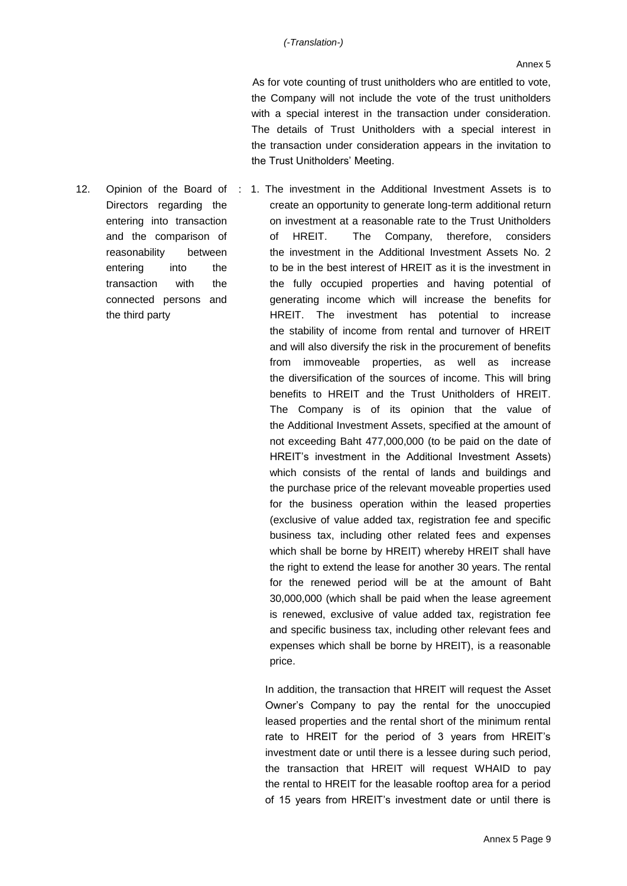As for vote counting of trust unitholders who are entitled to vote, the Company will not include the vote of the trust unitholders with a special interest in the transaction under consideration. The details of Trust Unitholders with a special interest in the transaction under consideration appears in the invitation to the Trust Unitholders' Meeting.

12. Opinion of the Board of Directors regarding the entering into transaction and the comparison of reasonability between entering into the transaction with the connected persons and the third party :

1. The investment in the Additional Investment Assets is to create an opportunity to generate long-term additional return on investment at a reasonable rate to the Trust Unitholders of HREIT. The Company, therefore, considers the investment in the Additional Investment Assets No. 2 to be in the best interest of HREIT as it is the investment in the fully occupied properties and having potential of generating income which will increase the benefits for HREIT. The investment has potential to increase the stability of income from rental and turnover of HREIT and will also diversify the risk in the procurement of benefits from immoveable properties, as well as increase the diversification of the sources of income. This will bring benefits to HREIT and the Trust Unitholders of HREIT. The Company is of its opinion that the value of the Additional Investment Assets, specified at the amount of not exceeding Baht 477,000,000 (to be paid on the date of HREIT's investment in the Additional Investment Assets) which consists of the rental of lands and buildings and the purchase price of the relevant moveable properties used for the business operation within the leased properties (exclusive of value added tax, registration fee and specific business tax, including other related fees and expenses which shall be borne by HREIT) whereby HREIT shall have the right to extend the lease for another 30 years. The rental for the renewed period will be at the amount of Baht 30,000,000 (which shall be paid when the lease agreement is renewed, exclusive of value added tax, registration fee and specific business tax, including other relevant fees and expenses which shall be borne by HREIT), is a reasonable price.

   In addition, the transaction that HREIT will request the Asset Owner's Company to pay the rental for the unoccupied leased properties and the rental short of the minimum rental rate to HREIT for the period of 3 years from HREIT's investment date or until there is a lessee during such period, the transaction that HREIT will request WHAID to pay the rental to HREIT for the leasable rooftop area for a period of 15 years from HREIT's investment date or until there is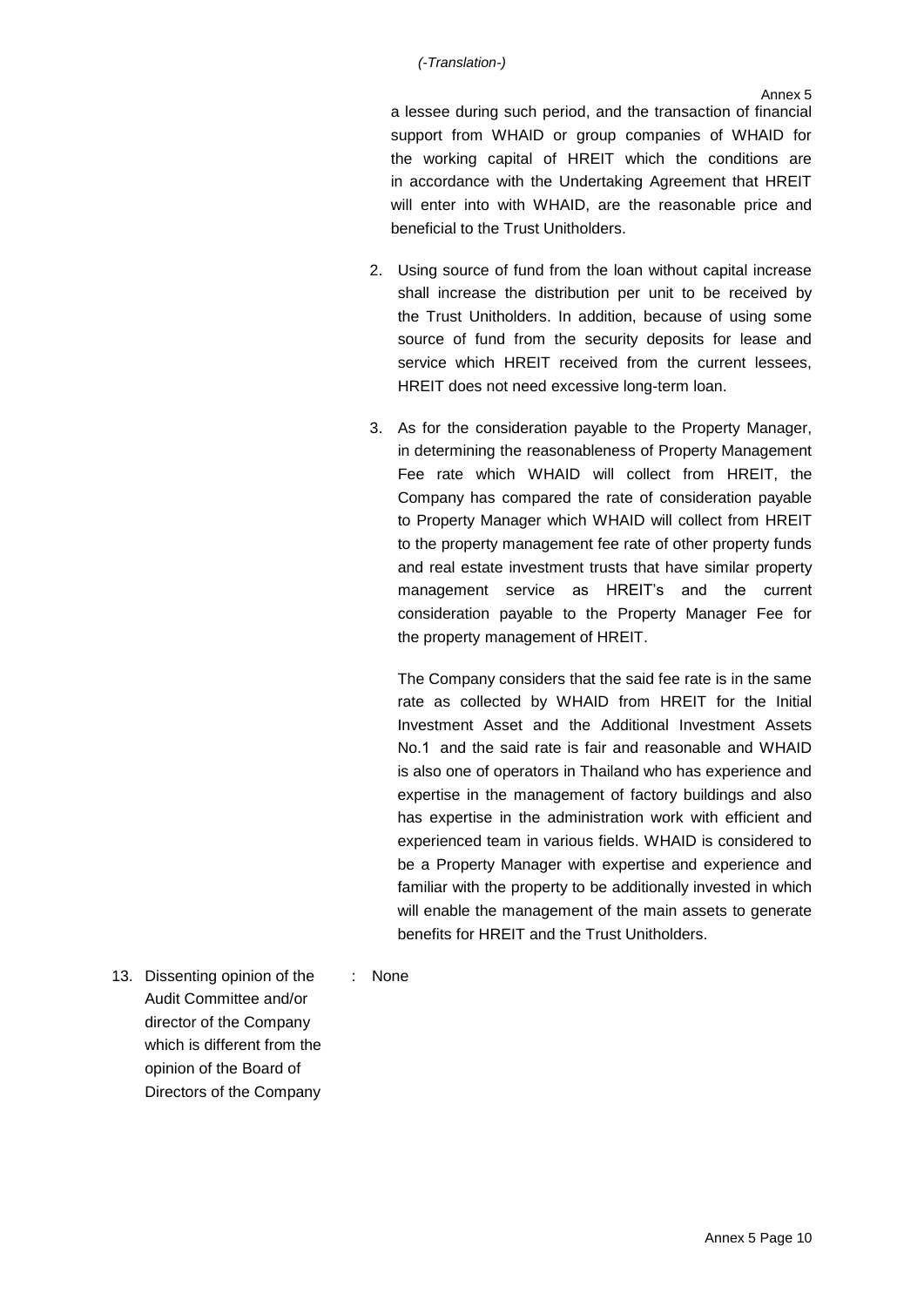a lessee during such period, and the transaction of financial support from WHAID or group companies of WHAID for the working capital of HREIT which the conditions are in accordance with the Undertaking Agreement that HREIT will enter into with WHAID, are the reasonable price and beneficial to the Trust Unitholders.

2. Using source of fund from the loan without capital increase shall increase the distribution per unit to be received by the Trust Unitholders. In addition, because of using some source of fund from the security deposits for lease and service which HREIT received from the current lessees, HREIT does not need excessive long-term loan.

3. As for the consideration payable to the Property Manager, in determining the reasonableness of Property Management Fee rate which WHAID will collect from HREIT, the Company has compared the rate of consideration payable to Property Manager which WHAID will collect from HREIT to the property management fee rate of other property funds and real estate investment trusts that have similar property management service as HREIT's and the current consideration payable to the Property Manager Fee for the property management of HREIT.

   The Company considers that the said fee rate is in the same rate as collected by WHAID from HREIT for the Initial Investment Asset and the Additional Investment Assets No.1 and the said rate is fair and reasonable and WHAID is also one of operators in Thailand who has experience and expertise in the management of factory buildings and also has expertise in the administration work with efficient and experienced team in various fields. WHAID is considered to be a Property Manager with expertise and experience and familiar with the property to be additionally invested in which will enable the management of the main assets to generate benefits for HREIT and the Trust Unitholders.

13. Dissenting opinion of the Audit Committee and/or director of the Company which is different from the opinion of the Board of Directors of the Company : None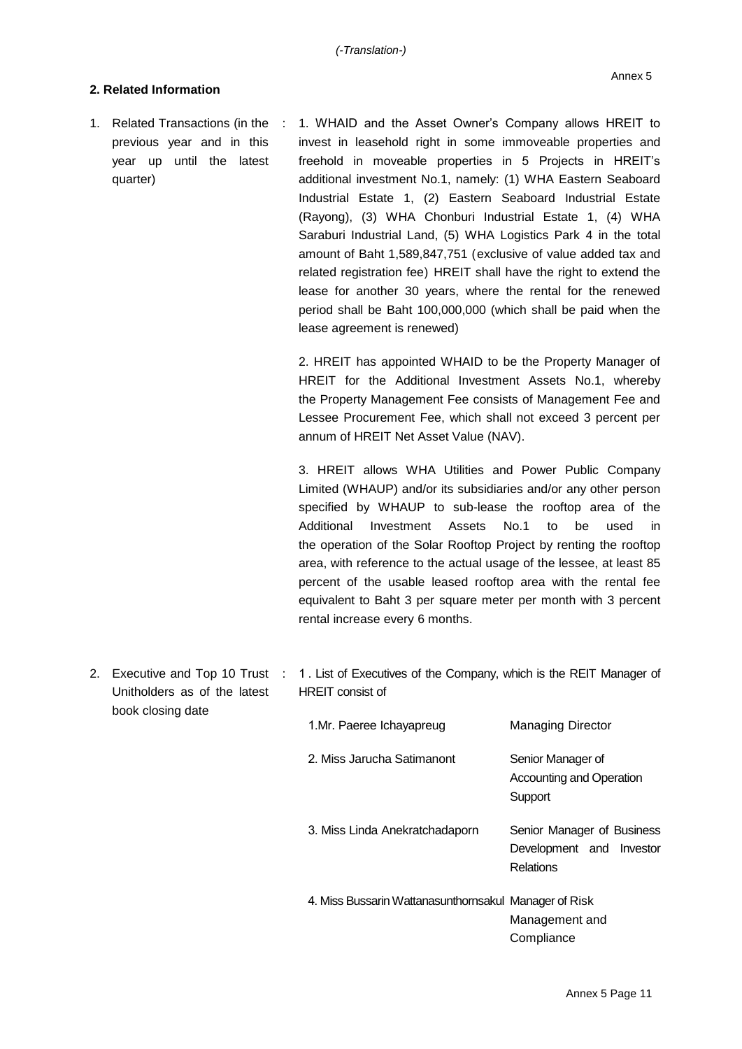*(-Translation-)*

Annex 5

**2. Related Information**

1. Related Transactions (in the previous year and in this year up until the latest quarter) :

1. WHAID and the Asset Owner's Company allows HREIT to invest in leasehold right in some immoveable properties and freehold in moveable properties in 5 Projects in HREIT's additional investment No.1, namely: (1) WHA Eastern Seaboard Industrial Estate 1, (2) Eastern Seaboard Industrial Estate (Rayong), (3) WHA Chonburi Industrial Estate 1, (4) WHA Saraburi Industrial Land, (5) WHA Logistics Park 4 in the total amount of Baht 1,589,847,751 (exclusive of value added tax and related registration fee) HREIT shall have the right to extend the lease for another 30 years, where the rental for the renewed period shall be Baht 100,000,000 (which shall be paid when the lease agreement is renewed)

2. HREIT has appointed WHAID to be the Property Manager of HREIT for the Additional Investment Assets No.1, whereby the Property Management Fee consists of Management Fee and Lessee Procurement Fee, which shall not exceed 3 percent per annum of HREIT Net Asset Value (NAV).

3. HREIT allows WHA Utilities and Power Public Company Limited (WHAUP) and/or its subsidiaries and/or any other person specified by WHAUP to sub-lease the rooftop area of the Additional Investment Assets No.1 to be used in the operation of the Solar Rooftop Project by renting the rooftop area, with reference to the actual usage of the lessee, at least 85 percent of the usable leased rooftop area with the rental fee equivalent to Baht 3 per square meter per month with 3 percent rental increase every 6 months.

2. Executive and Top 10 Trust Unitholders as of the latest book closing date :

1 . List of Executives of the Company, which is the REIT Manager of HREIT consist of

| Name | Position |
|---|---|
| 1.Mr. Paeree Ichayapreug | Managing Director |
| 2. Miss Jarucha Satimanont | Senior Manager of Accounting and Operation Support |
| 3. Miss Linda Anekratchadaporn | Senior Manager of Business Development and Investor Relations |
| 4. Miss Bussarin Wattanasunthornsakul | Manager of Risk Management and Compliance |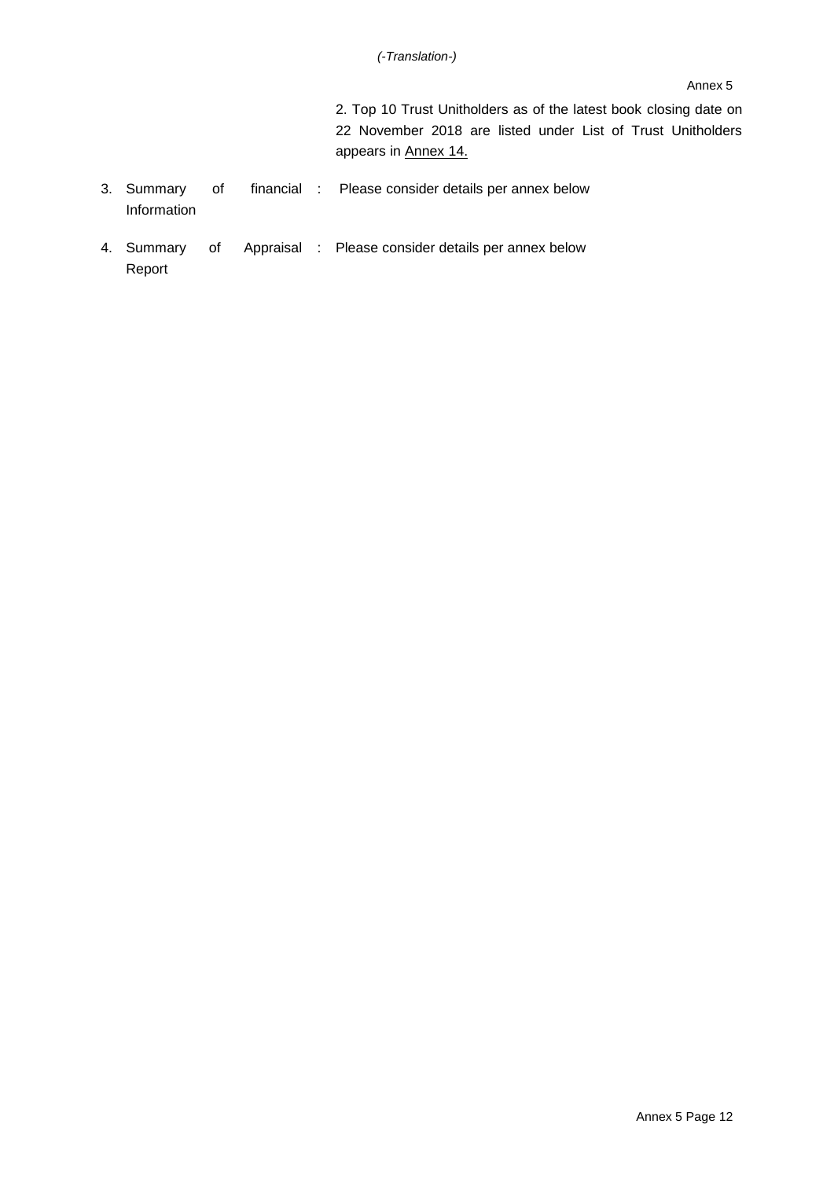*(-Translation-)*

Annex 5

2. Top 10 Trust Unitholders as of the latest book closing date on 22 November 2018 are listed under List of Trust Unitholders appears in <u>Annex 14.</u>

3. Summary of financial Information : Please consider details per annex below

4. Summary of Appraisal Report : Please consider details per annex below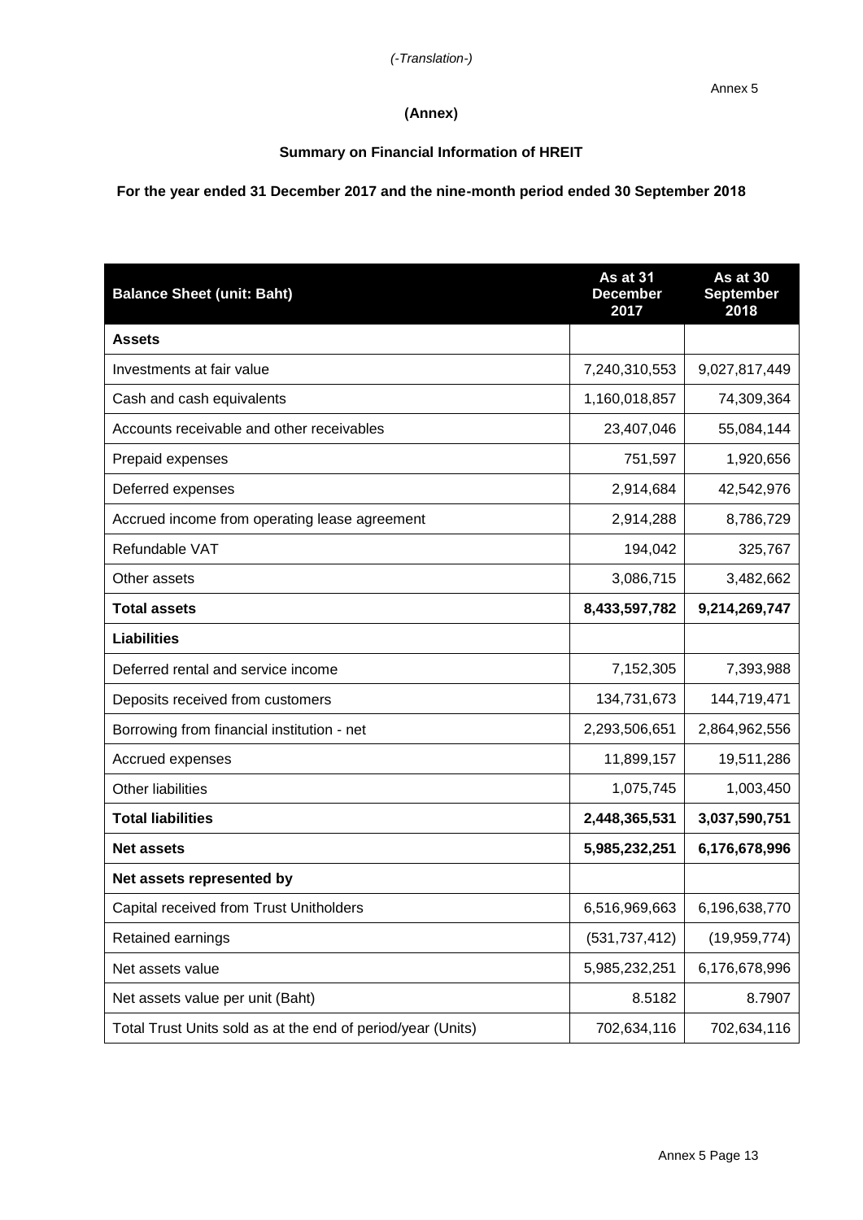*(-Translation-)*

Annex 5

**(Annex)**

**Summary on Financial Information of HREIT**

**For the year ended 31 December 2017 and the nine-month period ended 30 September 2018**

| Balance Sheet (unit: Baht) | As at 31 December 2017 | As at 30 September 2018 |
|---|---|---|
| **Assets** | | |
| Investments at fair value | 7,240,310,553 | 9,027,817,449 |
| Cash and cash equivalents | 1,160,018,857 | 74,309,364 |
| Accounts receivable and other receivables | 23,407,046 | 55,084,144 |
| Prepaid expenses | 751,597 | 1,920,656 |
| Deferred expenses | 2,914,684 | 42,542,976 |
| Accrued income from operating lease agreement | 2,914,288 | 8,786,729 |
| Refundable VAT | 194,042 | 325,767 |
| Other assets | 3,086,715 | 3,482,662 |
| **Total assets** | **8,433,597,782** | **9,214,269,747** |
| **Liabilities** | | |
| Deferred rental and service income | 7,152,305 | 7,393,988 |
| Deposits received from customers | 134,731,673 | 144,719,471 |
| Borrowing from financial institution - net | 2,293,506,651 | 2,864,962,556 |
| Accrued expenses | 11,899,157 | 19,511,286 |
| Other liabilities | 1,075,745 | 1,003,450 |
| **Total liabilities** | **2,448,365,531** | **3,037,590,751** |
| **Net assets** | **5,985,232,251** | **6,176,678,996** |
| **Net assets represented by** | | |
| Capital received from Trust Unitholders | 6,516,969,663 | 6,196,638,770 |
| Retained earnings | (531,737,412) | (19,959,774) |
| Net assets value | 5,985,232,251 | 6,176,678,996 |
| Net assets value per unit (Baht) | 8.5182 | 8.7907 |
| Total Trust Units sold as at the end of period/year (Units) | 702,634,116 | 702,634,116 |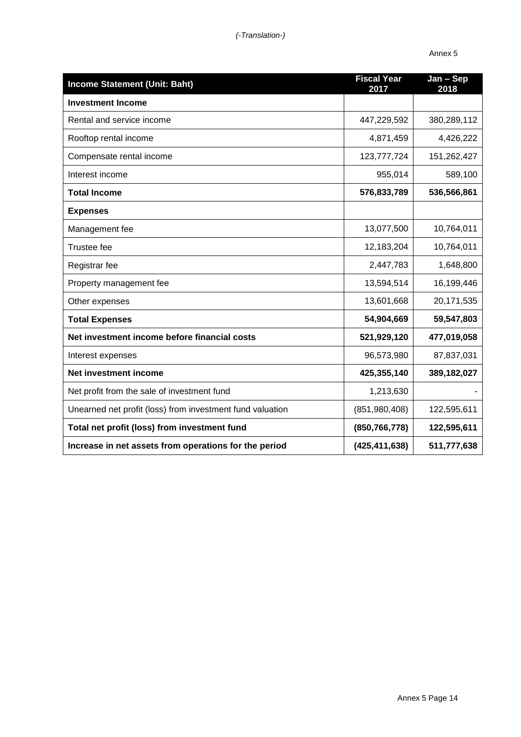*(-Translation-)*

Annex 5

| **Income Statement (Unit: Baht)** | **Fiscal Year 2017** | **Jan – Sep 2018** |
|---|---|---|
| **Investment Income** | | |
| Rental and service income | 447,229,592 | 380,289,112 |
| Rooftop rental income | 4,871,459 | 4,426,222 |
| Compensate rental income | 123,777,724 | 151,262,427 |
| Interest income | 955,014 | 589,100 |
| **Total Income** | **576,833,789** | **536,566,861** |
| **Expenses** | | |
| Management fee | 13,077,500 | 10,764,011 |
| Trustee fee | 12,183,204 | 10,764,011 |
| Registrar fee | 2,447,783 | 1,648,800 |
| Property management fee | 13,594,514 | 16,199,446 |
| Other expenses | 13,601,668 | 20,171,535 |
| **Total Expenses** | **54,904,669** | **59,547,803** |
| **Net investment income before financial costs** | **521,929,120** | **477,019,058** |
| Interest expenses | 96,573,980 | 87,837,031 |
| **Net investment income** | **425,355,140** | **389,182,027** |
| Net profit from the sale of investment fund | 1,213,630 | - |
| Unearned net profit (loss) from investment fund valuation | (851,980,408) | 122,595,611 |
| **Total net profit (loss) from investment fund** | **(850,766,778)** | **122,595,611** |
| **Increase in net assets from operations for the period** | **(425,411,638)** | **511,777,638** |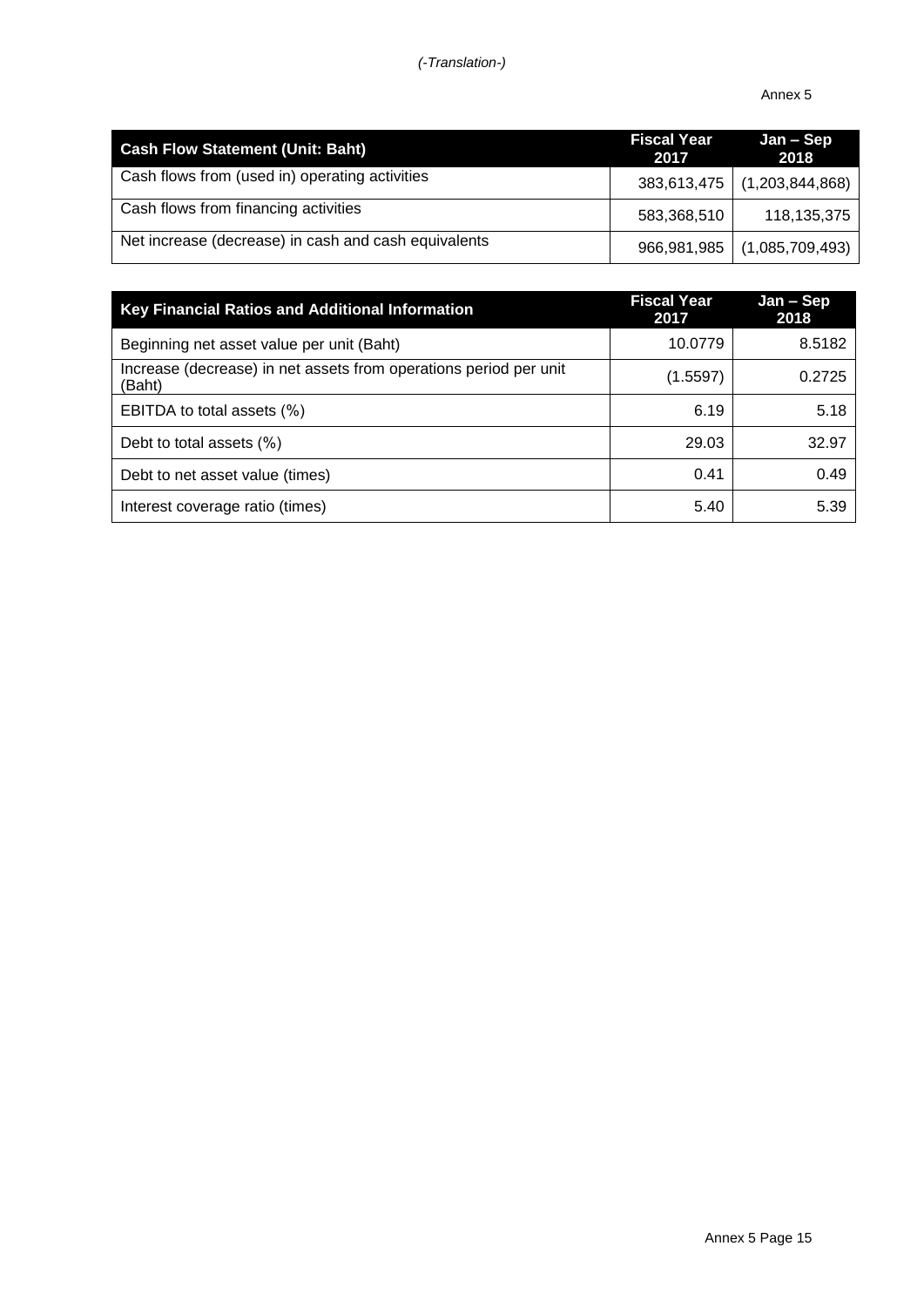*(-Translation-)*

Annex 5

| Cash Flow Statement (Unit: Baht) | Fiscal Year 2017 | Jan – Sep 2018 |
|---|---|---|
| Cash flows from (used in) operating activities | 383,613,475 | (1,203,844,868) |
| Cash flows from financing activities | 583,368,510 | 118,135,375 |
| Net increase (decrease) in cash and cash equivalents | 966,981,985 | (1,085,709,493) |

| Key Financial Ratios and Additional Information | Fiscal Year 2017 | Jan – Sep 2018 |
|---|---|---|
| Beginning net asset value per unit (Baht) | 10.0779 | 8.5182 |
| Increase (decrease) in net assets from operations period per unit (Baht) | (1.5597) | 0.2725 |
| EBITDA to total assets (%) | 6.19 | 5.18 |
| Debt to total assets (%) | 29.03 | 32.97 |
| Debt to net asset value (times) | 0.41 | 0.49 |
| Interest coverage ratio (times) | 5.40 | 5.39 |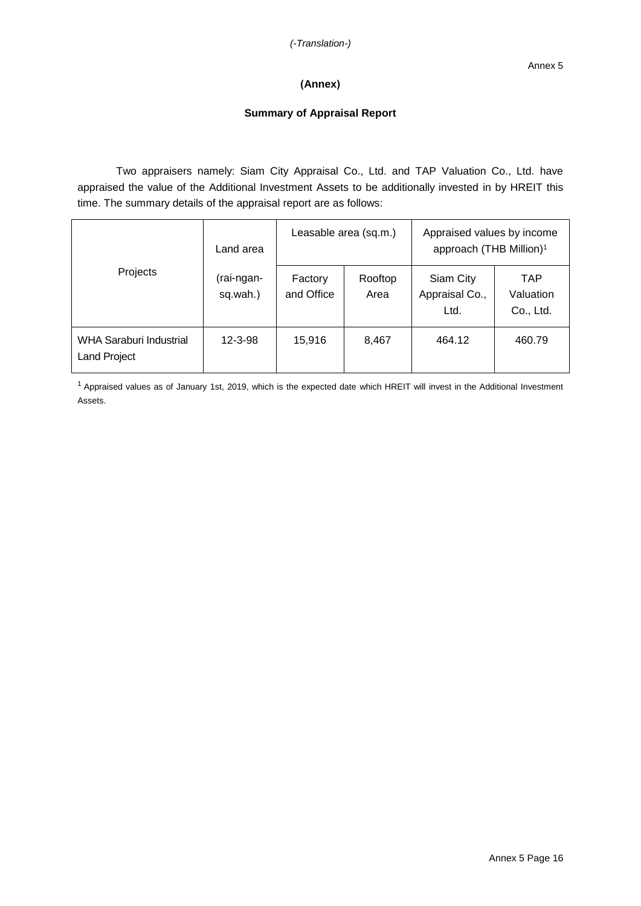*(-Translation-)*

Annex 5

**(Annex)**

**Summary of Appraisal Report**

Two appraisers namely: Siam City Appraisal Co., Ltd. and TAP Valuation Co., Ltd. have appraised the value of the Additional Investment Assets to be additionally invested in by HREIT this time. The summary details of the appraisal report are as follows:

| Projects | Land area (rai-ngan-sq.wah.) | Leasable area (sq.m.) | | Appraised values by income approach (THB Million)[1] | |
|---|---|---|---|---|---|
| | | Factory and Office | Rooftop Area | Siam City Appraisal Co., Ltd. | TAP Valuation Co., Ltd. |
| WHA Saraburi Industrial Land Project | 12-3-98 | 15,916 | 8,467 | 464.12 | 460.79 |

[1] Appraised values as of January 1st, 2019, which is the expected date which HREIT will invest in the Additional Investment Assets.